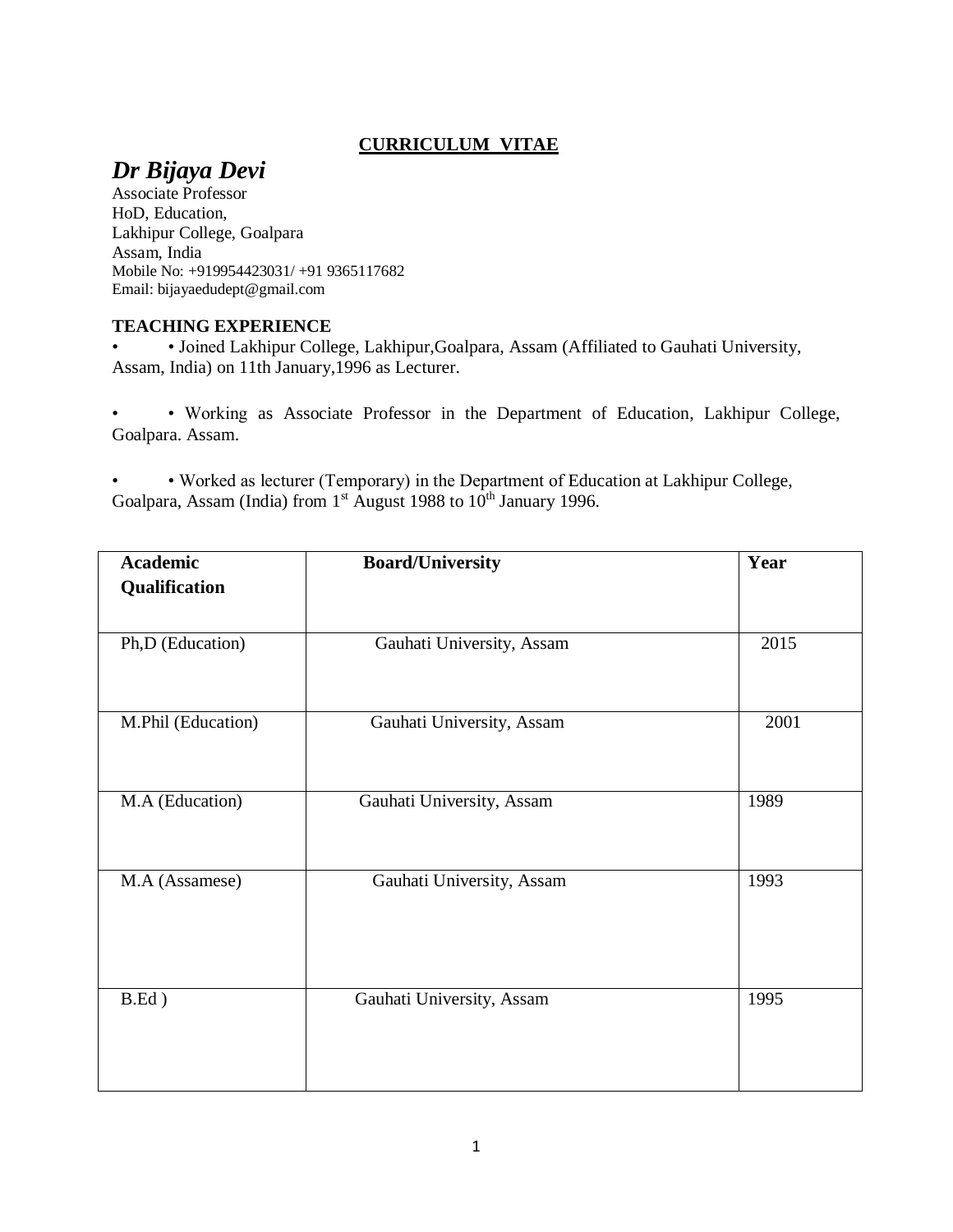## CURRICULUM VITAE

# *Dr Bijaya Devi*

Associate Professor
HoD, Education,
Lakhipur College, Goalpara
Assam, India
Mobile No: +919954423031/ +91 9365117682
Email: bijayaedudept@gmail.com

### TEACHING EXPERIENCE

- • Joined Lakhipur College, Lakhipur,Goalpara, Assam (Affiliated to Gauhati University, Assam, India) on 11th January,1996 as Lecturer.
- • Working as Associate Professor in the Department of Education, Lakhipur College, Goalpara. Assam.
- • Worked as lecturer (Temporary) in the Department of Education at Lakhipur College, Goalpara, Assam (India) from 1st August 1988 to 10th January 1996.

| Academic Qualification | Board/University | Year |
|---|---|---|
| Ph,D (Education) | Gauhati University, Assam | 2015 |
| M.Phil (Education) | Gauhati University, Assam | 2001 |
| M.A (Education) | Gauhati University, Assam | 1989 |
| M.A (Assamese) | Gauhati University, Assam | 1993 |
| B.Ed ) | Gauhati University, Assam | 1995 |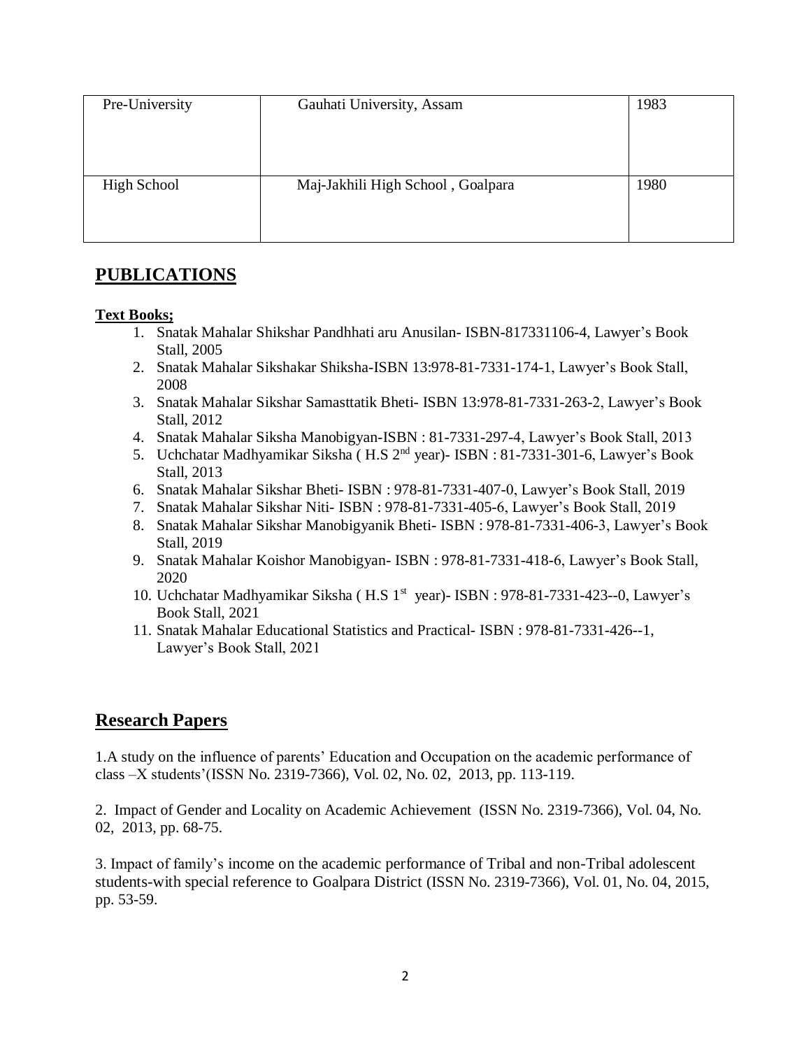| Pre-University | Gauhati University, Assam | 1983 |
| --- | --- | --- |
| High School | Maj-Jakhili High School , Goalpara | 1980 |

## PUBLICATIONS

**Text Books;**

1. Snatak Mahalar Shikshar Pandhhati aru Anusilan- ISBN-817331106-4, Lawyer's Book Stall, 2005
2. Snatak Mahalar Sikshakar Shiksha-ISBN 13:978-81-7331-174-1, Lawyer's Book Stall, 2008
3. Snatak Mahalar Sikshar Samasttatik Bheti- ISBN 13:978-81-7331-263-2, Lawyer's Book Stall, 2012
4. Snatak Mahalar Siksha Manobigyan-ISBN : 81-7331-297-4, Lawyer's Book Stall, 2013
5. Uchchatar Madhyamikar Siksha ( H.S 2nd year)- ISBN : 81-7331-301-6, Lawyer's Book Stall, 2013
6. Snatak Mahalar Sikshar Bheti- ISBN : 978-81-7331-407-0, Lawyer's Book Stall, 2019
7. Snatak Mahalar Sikshar Niti- ISBN : 978-81-7331-405-6, Lawyer's Book Stall, 2019
8. Snatak Mahalar Sikshar Manobigyanik Bheti- ISBN : 978-81-7331-406-3, Lawyer's Book Stall, 2019
9. Snatak Mahalar Koishor Manobigyan- ISBN : 978-81-7331-418-6, Lawyer's Book Stall, 2020
10. Uchchatar Madhyamikar Siksha ( H.S 1st year)- ISBN : 978-81-7331-423--0, Lawyer's Book Stall, 2021
11. Snatak Mahalar Educational Statistics and Practical- ISBN : 978-81-7331-426--1, Lawyer's Book Stall, 2021

## Research Papers

1.A study on the influence of parents' Education and Occupation on the academic performance of class –X students'(ISSN No. 2319-7366), Vol. 02, No. 02, 2013, pp. 113-119.

2. Impact of Gender and Locality on Academic Achievement (ISSN No. 2319-7366), Vol. 04, No. 02, 2013, pp. 68-75.

3. Impact of family's income on the academic performance of Tribal and non-Tribal adolescent students-with special reference to Goalpara District (ISSN No. 2319-7366), Vol. 01, No. 04, 2015, pp. 53-59.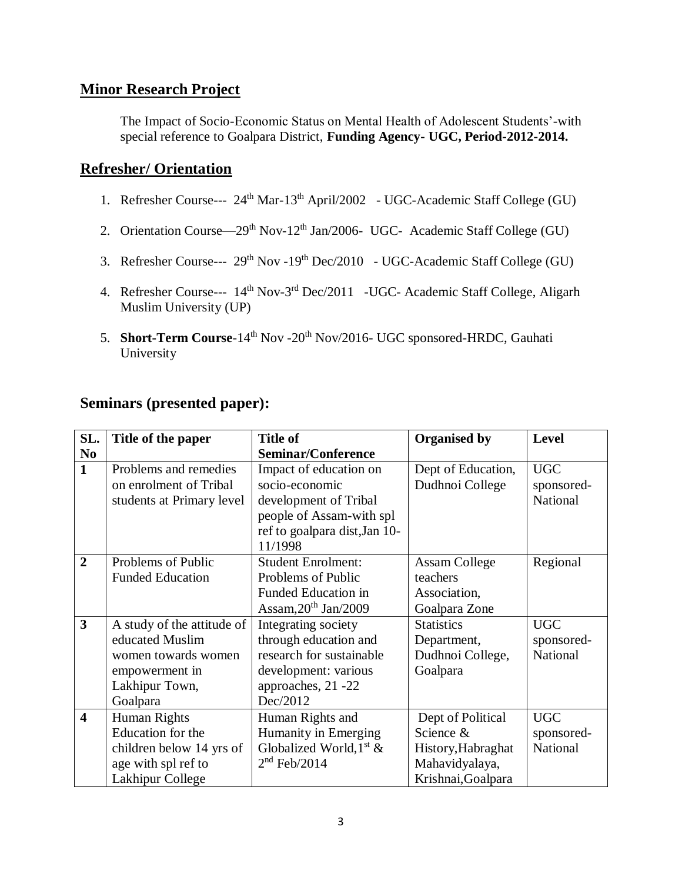## Minor Research Project

The Impact of Socio-Economic Status on Mental Health of Adolescent Students'-with special reference to Goalpara District, **Funding Agency- UGC, Period-2012-2014.**

## Refresher/ Orientation

1. Refresher Course--- 24th Mar-13th April/2002 - UGC-Academic Staff College (GU)
2. Orientation Course—29th Nov-12th Jan/2006- UGC- Academic Staff College (GU)
3. Refresher Course--- 29th Nov -19th Dec/2010 - UGC-Academic Staff College (GU)
4. Refresher Course--- 14th Nov-3rd Dec/2011 -UGC- Academic Staff College, Aligarh Muslim University (UP)
5. **Short-Term Course**-14th Nov -20th Nov/2016- UGC sponsored-HRDC, Gauhati University

## Seminars (presented paper):

| SL. No | Title of the paper | Title of Seminar/Conference | Organised by | Level |
|---|---|---|---|---|
| **1** | Problems and remedies on enrolment of Tribal students at Primary level | Impact of education on socio-economic development of Tribal people of Assam-with spl ref to goalpara dist,Jan 10-11/1998 | Dept of Education, Dudhnoi College | UGC sponsored-National |
| **2** | Problems of Public Funded Education | Student Enrolment: Problems of Public Funded Education in Assam,20th Jan/2009 | Assam College teachers Association, Goalpara Zone | Regional |
| **3** | A study of the attitude of educated Muslim women towards women empowerment in Lakhipur Town, Goalpara | Integrating society through education and research for sustainable development: various approaches, 21 -22 Dec/2012 | Statistics Department, Dudhnoi College, Goalpara | UGC sponsored-National |
| **4** | Human Rights Education for the children below 14 yrs of age with spl ref to Lakhipur College | Human Rights and Humanity in Emerging Globalized World,1st & 2nd Feb/2014 | Dept of Political Science & History,Habraghat Mahavidyalaya, Krishnai,Goalpara | UGC sponsored-National |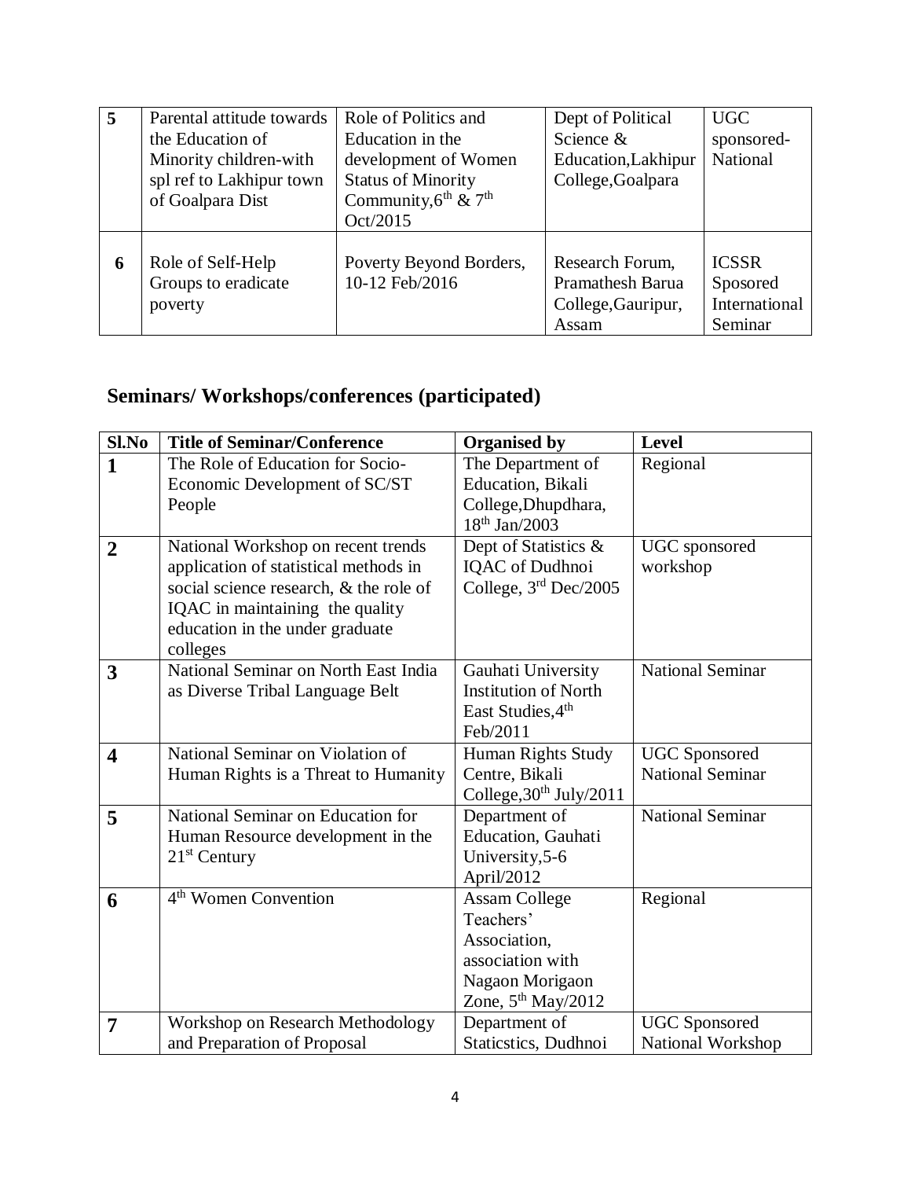| 5 | Parental attitude towards the Education of Minority children-with spl ref to Lakhipur town of Goalpara Dist | Role of Politics and Education in the development of Women Status of Minority Community,6th & 7th Oct/2015 | Dept of Political Science & Education,Lakhipur College,Goalpara | UGC sponsored-National |
|---|---|---|---|---|
| 6 | Role of Self-Help Groups to eradicate poverty | Poverty Beyond Borders, 10-12 Feb/2016 | Research Forum, Pramathesh Barua College,Gauripur, Assam | ICSSR Sposored International Seminar |

## Seminars/ Workshops/conferences (participated)

| Sl.No | Title of Seminar/Conference | Organised by | Level |
|---|---|---|---|
| 1 | The Role of Education for Socio-Economic Development of SC/ST People | The Department of Education, Bikali College,Dhupdhara, 18th Jan/2003 | Regional |
| 2 | National Workshop on recent trends application of statistical methods in social science research, & the role of IQAC in maintaining the quality education in the under graduate colleges | Dept of Statistics & IQAC of Dudhnoi College, 3rd Dec/2005 | UGC sponsored workshop |
| 3 | National Seminar on North East India as Diverse Tribal Language Belt | Gauhati University Institution of North East Studies,4th Feb/2011 | National Seminar |
| 4 | National Seminar on Violation of Human Rights is a Threat to Humanity | Human Rights Study Centre, Bikali College,30th July/2011 | UGC Sponsored National Seminar |
| 5 | National Seminar on Education for Human Resource development in the 21st Century | Department of Education, Gauhati University,5-6 April/2012 | National Seminar |
| 6 | 4th Women Convention | Assam College Teachers' Association, association with Nagaon Morigaon Zone, 5th May/2012 | Regional |
| 7 | Workshop on Research Methodology and Preparation of Proposal | Department of Staticstics, Dudhnoi | UGC Sponsored National Workshop |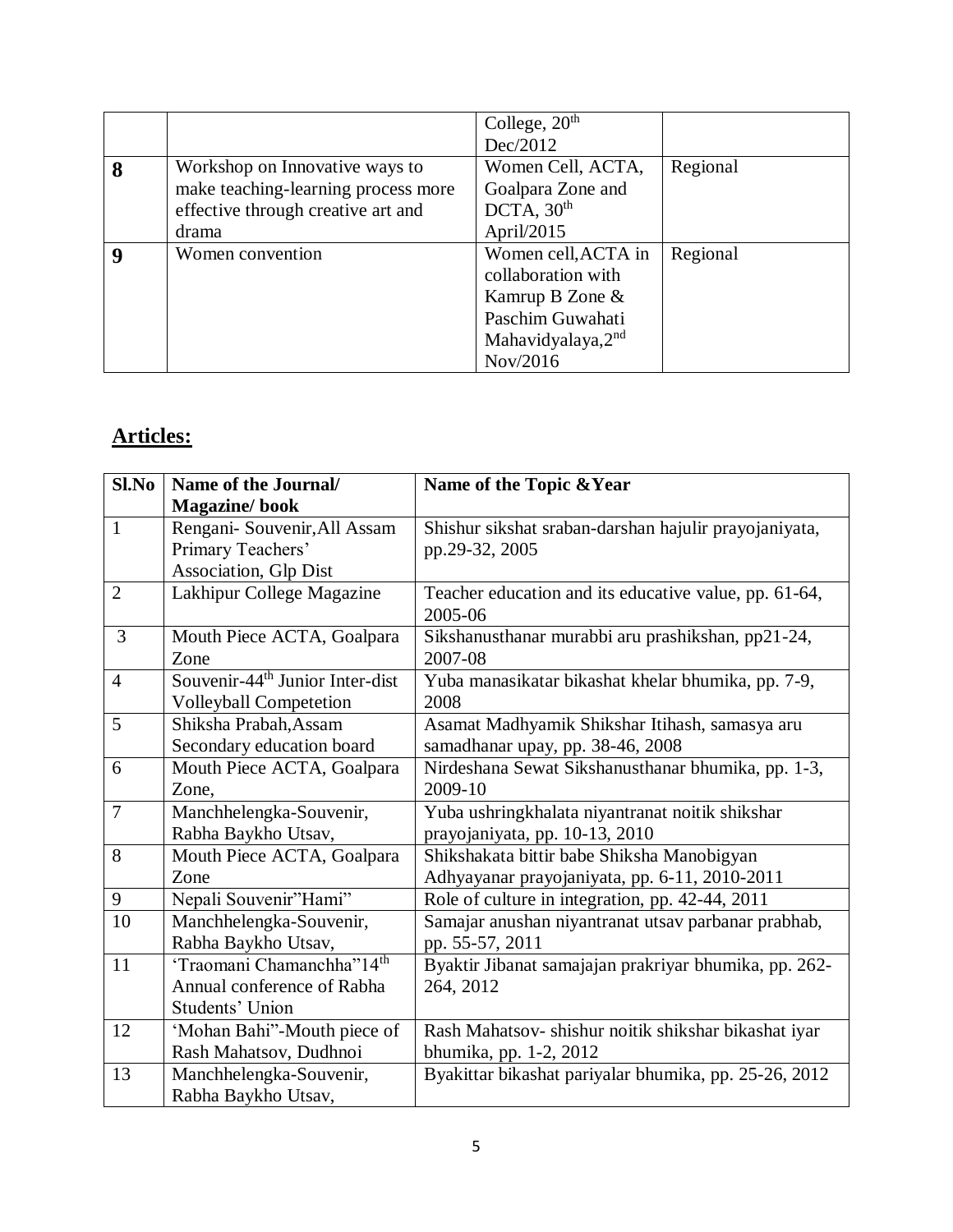| | | College, 20th Dec/2012 | |
|---|---|---|---|
| **8** | Workshop on Innovative ways to make teaching-learning process more effective through creative art and drama | Women Cell, ACTA, Goalpara Zone and DCTA, 30th April/2015 | Regional |
| **9** | Women convention | Women cell,ACTA in collaboration with Kamrup B Zone & Paschim Guwahati Mahavidyalaya,2nd Nov/2016 | Regional |

## Articles:

| Sl.No | Name of the Journal/ Magazine/ book | Name of the Topic &Year |
|---|---|---|
| 1 | Rengani- Souvenir,All Assam Primary Teachers' Association, Glp Dist | Shishur sikshat sraban-darshan hajulir prayojaniyata, pp.29-32, 2005 |
| 2 | Lakhipur College Magazine | Teacher education and its educative value, pp. 61-64, 2005-06 |
| 3 | Mouth Piece ACTA, Goalpara Zone | Sikshanusthanar murabbi aru prashikshan, pp21-24, 2007-08 |
| 4 | Souvenir-44th Junior Inter-dist Volleyball Competetion | Yuba manasikatar bikashat khelar bhumika, pp. 7-9, 2008 |
| 5 | Shiksha Prabah,Assam Secondary education board | Asamat Madhyamik Shikshar Itihash, samasya aru samadhanar upay, pp. 38-46, 2008 |
| 6 | Mouth Piece ACTA, Goalpara Zone, | Nirdeshana Sewat Sikshanusthanar bhumika, pp. 1-3, 2009-10 |
| 7 | Manchhelengka-Souvenir, Rabha Baykho Utsav, | Yuba ushringkhalata niyantranat noitik shikshar prayojaniyata, pp. 10-13, 2010 |
| 8 | Mouth Piece ACTA, Goalpara Zone | Shikshakata bittir babe Shiksha Manobigyan Adhyayanar prayojaniyata, pp. 6-11, 2010-2011 |
| 9 | Nepali Souvenir"Hami" | Role of culture in integration, pp. 42-44, 2011 |
| 10 | Manchhelengka-Souvenir, Rabha Baykho Utsav, | Samajar anushan niyantranat utsav parbanar prabhab, pp. 55-57, 2011 |
| 11 | 'Traomani Chamanchha"14th Annual conference of Rabha Students' Union | Byaktir Jibanat samajajan prakriyar bhumika, pp. 262-264, 2012 |
| 12 | 'Mohan Bahi"-Mouth piece of Rash Mahatsov, Dudhnoi | Rash Mahatsov- shishur noitik shikshar bikashat iyar bhumika, pp. 1-2, 2012 |
| 13 | Manchhelengka-Souvenir, Rabha Baykho Utsav, | Byakittar bikashat pariyalar bhumika, pp. 25-26, 2012 |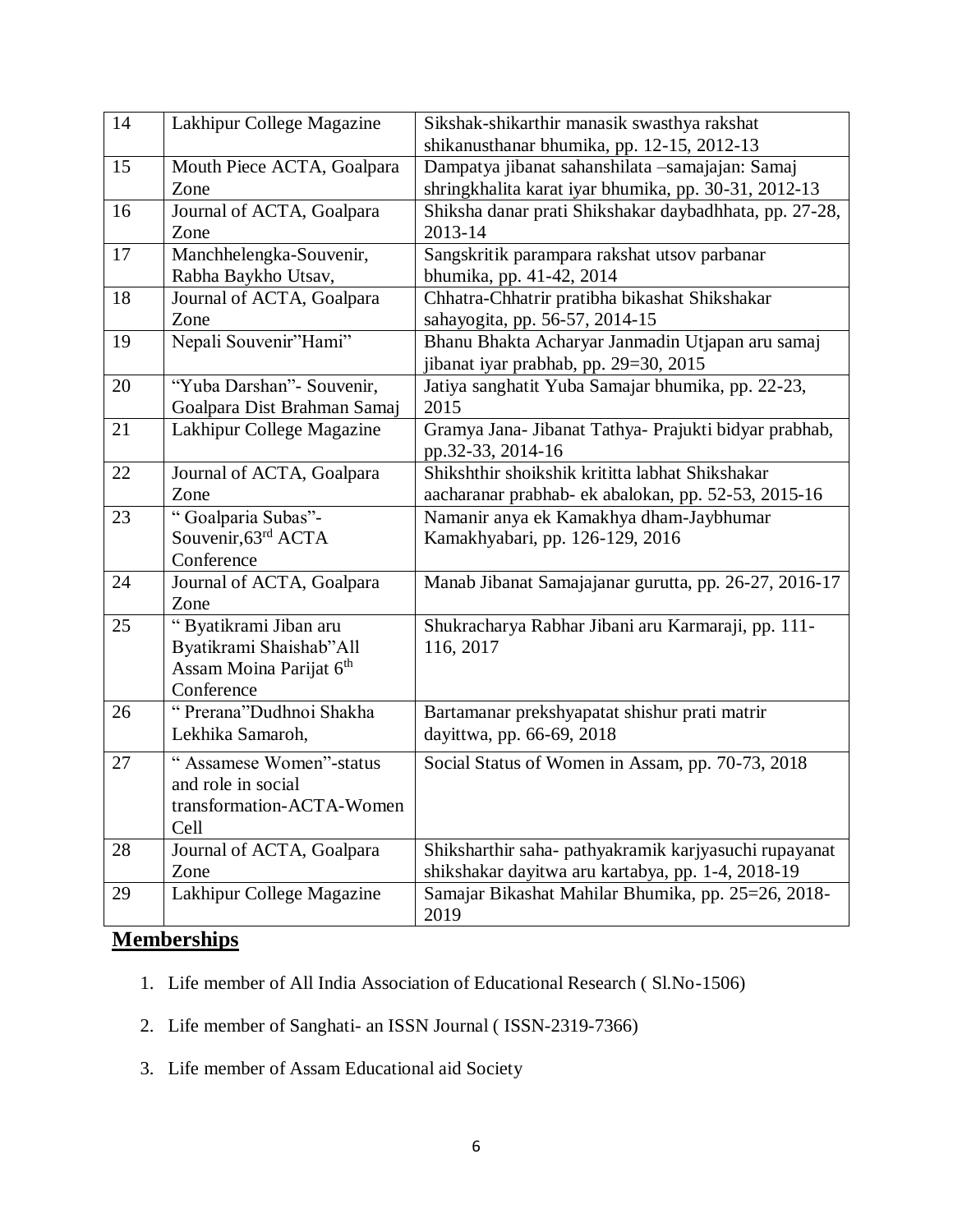| 14 | Lakhipur College Magazine | Sikshak-shikarthir manasik swasthya rakshat shikanusthanar bhumika, pp. 12-15, 2012-13 |
|---|---|---|
| 15 | Mouth Piece ACTA, Goalpara Zone | Dampatya jibanat sahanshilata –samajajan: Samaj shringkhalita karat iyar bhumika, pp. 30-31, 2012-13 |
| 16 | Journal of ACTA, Goalpara Zone | Shiksha danar prati Shikshakar daybadhhata, pp. 27-28, 2013-14 |
| 17 | Manchhelengka-Souvenir, Rabha Baykho Utsav, | Sangskritik parampara rakshat utsov parbanar bhumika, pp. 41-42, 2014 |
| 18 | Journal of ACTA, Goalpara Zone | Chhatra-Chhatrir pratibha bikashat Shikshakar sahayogita, pp. 56-57, 2014-15 |
| 19 | Nepali Souvenir"Hami" | Bhanu Bhakta Acharyar Janmadin Utjapan aru samaj jibanat iyar prabhab, pp. 29=30, 2015 |
| 20 | "Yuba Darshan"- Souvenir, Goalpara Dist Brahman Samaj | Jatiya sanghatit Yuba Samajar bhumika, pp. 22-23, 2015 |
| 21 | Lakhipur College Magazine | Gramya Jana- Jibanat Tathya- Prajukti bidyar prabhab, pp.32-33, 2014-16 |
| 22 | Journal of ACTA, Goalpara Zone | Shikshthir shoikshik krititta labhat Shikshakar aacharanar prabhab- ek abalokan, pp. 52-53, 2015-16 |
| 23 | " Goalparia Subas"- Souvenir,63rd ACTA Conference | Namanir anya ek Kamakhya dham-Jaybhumar Kamakhyabari, pp. 126-129, 2016 |
| 24 | Journal of ACTA, Goalpara Zone | Manab Jibanat Samajajanar gurutta, pp. 26-27, 2016-17 |
| 25 | " Byatikrami Jiban aru Byatikrami Shaishab"All Assam Moina Parijat 6th Conference | Shukracharya Rabhar Jibani aru Karmaraji, pp. 111-116, 2017 |
| 26 | " Prerana"Dudhnoi Shakha Lekhika Samaroh, | Bartamanar prekshyapatat shishur prati matrir dayittwa, pp. 66-69, 2018 |
| 27 | " Assamese Women"-status and role in social transformation-ACTA-Women Cell | Social Status of Women in Assam, pp. 70-73, 2018 |
| 28 | Journal of ACTA, Goalpara Zone | Shiksharthir saha- pathyakramik karjyasuchi rupayanat shikshakar dayitwa aru kartabya, pp. 1-4, 2018-19 |
| 29 | Lakhipur College Magazine | Samajar Bikashat Mahilar Bhumika, pp. 25=26, 2018-2019 |

## Memberships

1. Life member of All India Association of Educational Research ( Sl.No-1506)
2. Life member of Sanghati- an ISSN Journal ( ISSN-2319-7366)
3. Life member of Assam Educational aid Society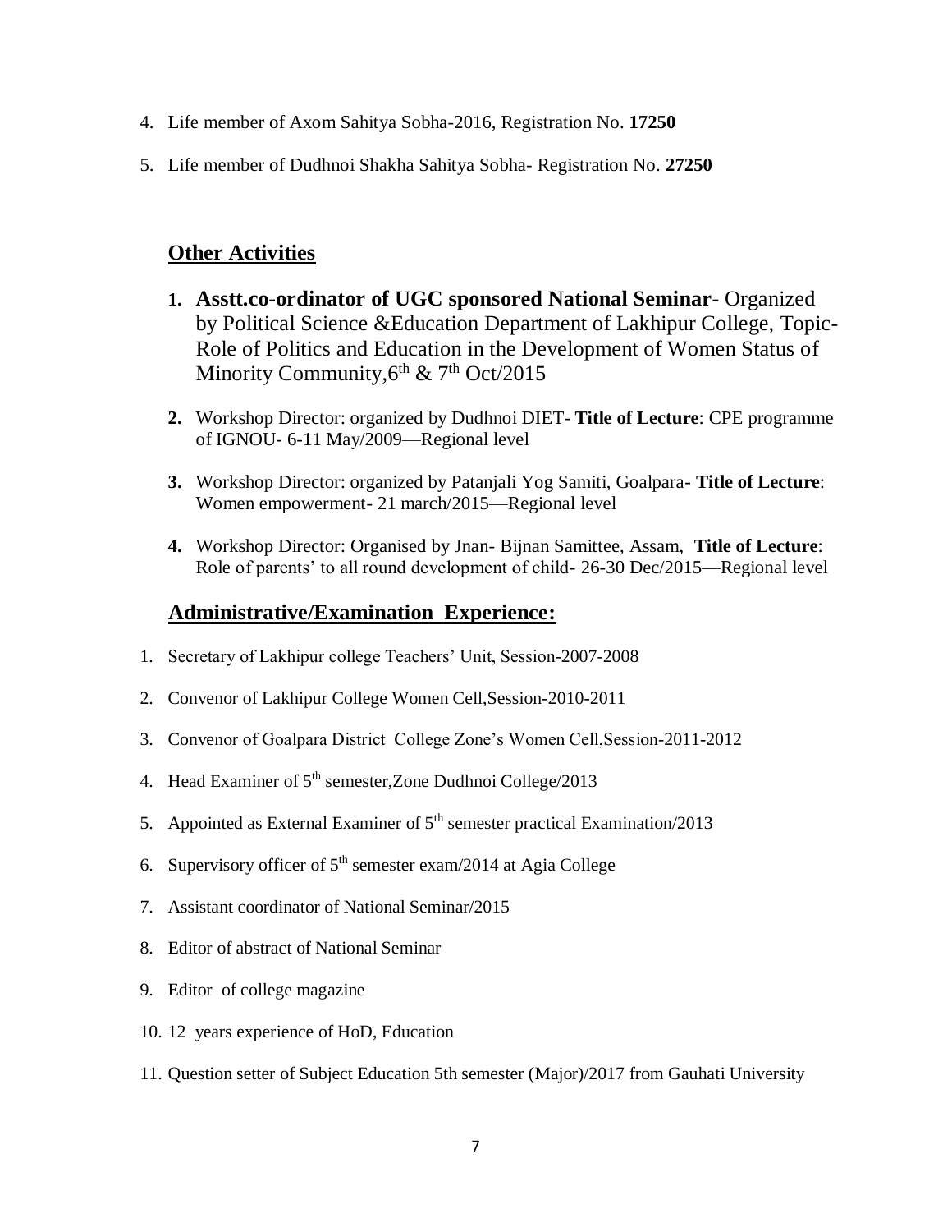4. Life member of Axom Sahitya Sobha-2016, Registration No. **17250**
5. Life member of Dudhnoi Shakha Sahitya Sobha- Registration No. **27250**

## Other Activities

1. **Asstt.co-ordinator of UGC sponsored National Seminar-** Organized by Political Science &Education Department of Lakhipur College, Topic- Role of Politics and Education in the Development of Women Status of Minority Community,6th & 7th Oct/2015
2. Workshop Director: organized by Dudhnoi DIET- **Title of Lecture**: CPE programme of IGNOU- 6-11 May/2009—Regional level
3. Workshop Director: organized by Patanjali Yog Samiti, Goalpara- **Title of Lecture**: Women empowerment- 21 march/2015—Regional level
4. Workshop Director: Organised by Jnan- Bijnan Samittee, Assam, **Title of Lecture**: Role of parents' to all round development of child- 26-30 Dec/2015—Regional level

## Administrative/Examination Experience:

1. Secretary of Lakhipur college Teachers' Unit, Session-2007-2008
2. Convenor of Lakhipur College Women Cell,Session-2010-2011
3. Convenor of Goalpara District College Zone's Women Cell,Session-2011-2012
4. Head Examiner of 5th semester,Zone Dudhnoi College/2013
5. Appointed as External Examiner of 5th semester practical Examination/2013
6. Supervisory officer of 5th semester exam/2014 at Agia College
7. Assistant coordinator of National Seminar/2015
8. Editor of abstract of National Seminar
9. Editor of college magazine
10. 12 years experience of HoD, Education
11. Question setter of Subject Education 5th semester (Major)/2017 from Gauhati University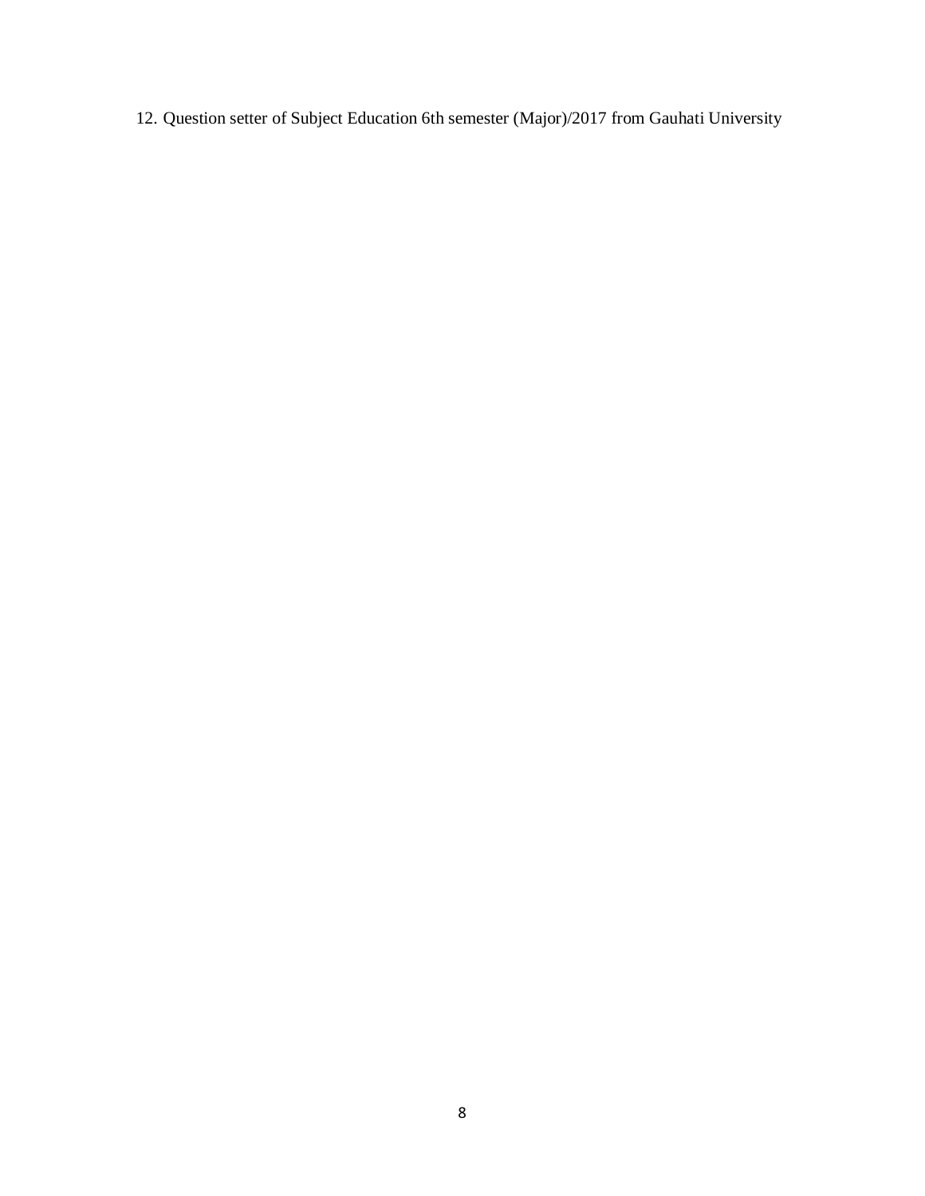12. Question setter of Subject Education 6th semester (Major)/2017 from Gauhati University